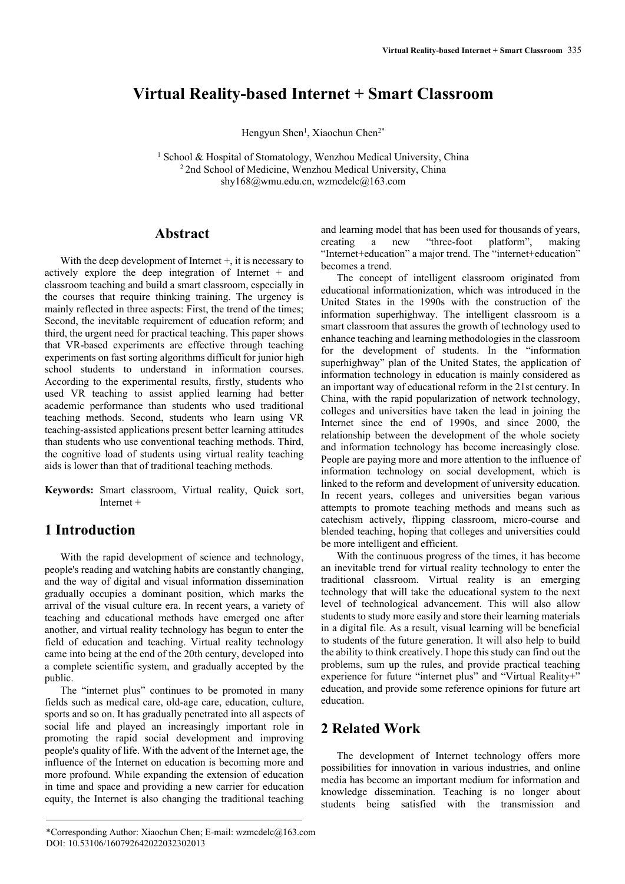# Virtual Reality-based Internet + Smart Classroom

Hengyun Shen[1], Xiaochun Chen[2*]

[1] School & Hospital of Stomatology, Wenzhou Medical University, China
[2] 2nd School of Medicine, Wenzhou Medical University, China
shy168@wmu.edu.cn, wzmcdelc@163.com

## Abstract

With the deep development of Internet +, it is necessary to actively explore the deep integration of Internet + and classroom teaching and build a smart classroom, especially in the courses that require thinking training. The urgency is mainly reflected in three aspects: First, the trend of the times; Second, the inevitable requirement of education reform; and third, the urgent need for practical teaching. This paper shows that VR-based experiments are effective through teaching experiments on fast sorting algorithms difficult for junior high school students to understand in information courses. According to the experimental results, firstly, students who used VR teaching to assist applied learning had better academic performance than students who used traditional teaching methods. Second, students who learn using VR teaching-assisted applications present better learning attitudes than students who use conventional teaching methods. Third, the cognitive load of students using virtual reality teaching aids is lower than that of traditional teaching methods.

**Keywords:** Smart classroom, Virtual reality, Quick sort, Internet +

## 1 Introduction

With the rapid development of science and technology, people's reading and watching habits are constantly changing, and the way of digital and visual information dissemination gradually occupies a dominant position, which marks the arrival of the visual culture era. In recent years, a variety of teaching and educational methods have emerged one after another, and virtual reality technology has begun to enter the field of education and teaching. Virtual reality technology came into being at the end of the 20th century, developed into a complete scientific system, and gradually accepted by the public.

The "internet plus" continues to be promoted in many fields such as medical care, old-age care, education, culture, sports and so on. It has gradually penetrated into all aspects of social life and played an increasingly important role in promoting the rapid social development and improving people's quality of life. With the advent of the Internet age, the influence of the Internet on education is becoming more and more profound. While expanding the extension of education in time and space and providing a new carrier for education equity, the Internet is also changing the traditional teaching and learning model that has been used for thousands of years, creating a new "three-foot platform", making "Internet+education" a major trend. The "internet+education" becomes a trend.

The concept of intelligent classroom originated from educational informationization, which was introduced in the United States in the 1990s with the construction of the information superhighway. The intelligent classroom is a smart classroom that assures the growth of technology used to enhance teaching and learning methodologies in the classroom for the development of students. In the "information superhighway" plan of the United States, the application of information technology in education is mainly considered as an important way of educational reform in the 21st century. In China, with the rapid popularization of network technology, colleges and universities have taken the lead in joining the Internet since the end of 1990s, and since 2000, the relationship between the development of the whole society and information technology has become increasingly close. People are paying more and more attention to the influence of information technology on social development, which is linked to the reform and development of university education. In recent years, colleges and universities began various attempts to promote teaching methods and means such as catechism actively, flipping classroom, micro-course and blended teaching, hoping that colleges and universities could be more intelligent and efficient.

With the continuous progress of the times, it has become an inevitable trend for virtual reality technology to enter the traditional classroom. Virtual reality is an emerging technology that will take the educational system to the next level of technological advancement. This will also allow students to study more easily and store their learning materials in a digital file. As a result, visual learning will be beneficial to students of the future generation. It will also help to build the ability to think creatively. I hope this study can find out the problems, sum up the rules, and provide practical teaching experience for future "internet plus" and "Virtual Reality+" education, and provide some reference opinions for future art education.

## 2 Related Work

The development of Internet technology offers more possibilities for innovation in various industries, and online media has become an important medium for information and knowledge dissemination. Teaching is no longer about students being satisfied with the transmission and

*Corresponding Author: Xiaochun Chen; E-mail: wzmcdelc@163.com
DOI: 10.53106/160792642022032302013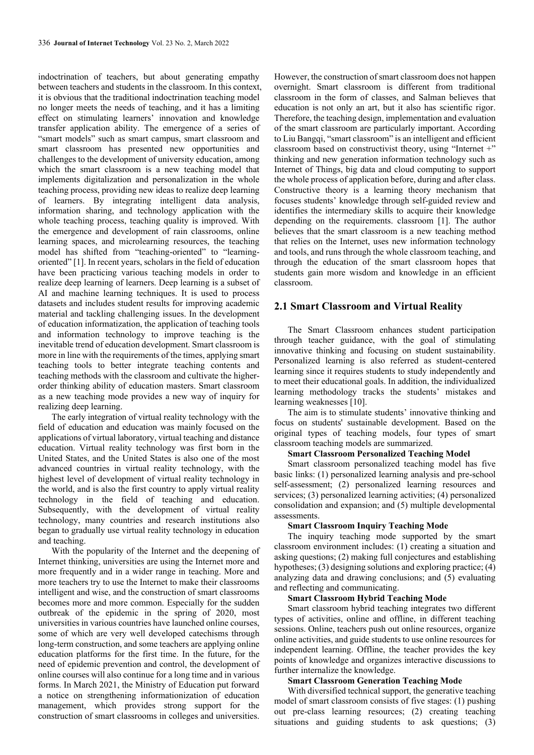indoctrination of teachers, but about generating empathy between teachers and students in the classroom. In this context, it is obvious that the traditional indoctrination teaching model no longer meets the needs of teaching, and it has a limiting effect on stimulating learners' innovation and knowledge transfer application ability. The emergence of a series of "smart models" such as smart campus, smart classroom and smart classroom has presented new opportunities and challenges to the development of university education, among which the smart classroom is a new teaching model that implements digitalization and personalization in the whole teaching process, providing new ideas to realize deep learning of learners. By integrating intelligent data analysis, information sharing, and technology application with the whole teaching process, teaching quality is improved. With the emergence and development of rain classrooms, online learning spaces, and microlearning resources, the teaching model has shifted from "teaching-oriented" to "learning-oriented" [1]. In recent years, scholars in the field of education have been practicing various teaching models in order to realize deep learning of learners. Deep learning is a subset of AI and machine learning techniques. It is used to process datasets and includes student results for improving academic material and tackling challenging issues. In the development of education informatization, the application of teaching tools and information technology to improve teaching is the inevitable trend of education development. Smart classroom is more in line with the requirements of the times, applying smart teaching tools to better integrate teaching contents and teaching methods with the classroom and cultivate the higher-order thinking ability of education masters. Smart classroom as a new teaching mode provides a new way of inquiry for realizing deep learning.

The early integration of virtual reality technology with the field of education and education was mainly focused on the applications of virtual laboratory, virtual teaching and distance education. Virtual reality technology was first born in the United States, and the United States is also one of the most advanced countries in virtual reality technology, with the highest level of development of virtual reality technology in the world, and is also the first country to apply virtual reality technology in the field of teaching and education. Subsequently, with the development of virtual reality technology, many countries and research institutions also began to gradually use virtual reality technology in education and teaching.

With the popularity of the Internet and the deepening of Internet thinking, universities are using the Internet more and more frequently and in a wider range in teaching. More and more teachers try to use the Internet to make their classrooms intelligent and wise, and the construction of smart classrooms becomes more and more common. Especially for the sudden outbreak of the epidemic in the spring of 2020, most universities in various countries have launched online courses, some of which are very well developed catechisms through long-term construction, and some teachers are applying online education platforms for the first time. In the future, for the need of epidemic prevention and control, the development of online courses will also continue for a long time and in various forms. In March 2021, the Ministry of Education put forward a notice on strengthening informationization of education management, which provides strong support for the construction of smart classrooms in colleges and universities.

However, the construction of smart classroom does not happen overnight. Smart classroom is different from traditional classroom in the form of classes, and Salman believes that education is not only an art, but it also has scientific rigor. Therefore, the teaching design, implementation and evaluation of the smart classroom are particularly important. According to Liu Bangqi, "smart classroom" is an intelligent and efficient classroom based on constructivist theory, using "Internet +" thinking and new generation information technology such as Internet of Things, big data and cloud computing to support the whole process of application before, during and after class. Constructive theory is a learning theory mechanism that focuses students' knowledge through self-guided review and identifies the intermediary skills to acquire their knowledge depending on the requirements. classroom [1]. The author believes that the smart classroom is a new teaching method that relies on the Internet, uses new information technology and tools, and runs through the whole classroom teaching, and through the education of the smart classroom hopes that students gain more wisdom and knowledge in an efficient classroom.

## 2.1 Smart Classroom and Virtual Reality

The Smart Classroom enhances student participation through teacher guidance, with the goal of stimulating innovative thinking and focusing on student sustainability. Personalized learning is also referred as student-centered learning since it requires students to study independently and to meet their educational goals. In addition, the individualized learning methodology tracks the students' mistakes and learning weaknesses [10].

The aim is to stimulate students' innovative thinking and focus on students' sustainable development. Based on the original types of teaching models, four types of smart classroom teaching models are summarized.

**Smart Classroom Personalized Teaching Model**

Smart classroom personalized teaching model has five basic links: (1) personalized learning analysis and pre-school self-assessment; (2) personalized learning resources and services; (3) personalized learning activities; (4) personalized consolidation and expansion; and (5) multiple developmental assessments.

**Smart Classroom Inquiry Teaching Mode**

The inquiry teaching mode supported by the smart classroom environment includes: (1) creating a situation and asking questions; (2) making full conjectures and establishing hypotheses; (3) designing solutions and exploring practice; (4) analyzing data and drawing conclusions; and (5) evaluating and reflecting and communicating.

**Smart Classroom Hybrid Teaching Mode**

Smart classroom hybrid teaching integrates two different types of activities, online and offline, in different teaching sessions. Online, teachers push out online resources, organize online activities, and guide students to use online resources for independent learning. Offline, the teacher provides the key points of knowledge and organizes interactive discussions to further internalize the knowledge.

**Smart Classroom Generation Teaching Mode**

With diversified technical support, the generative teaching model of smart classroom consists of five stages: (1) pushing out pre-class learning resources; (2) creating teaching situations and guiding students to ask questions; (3)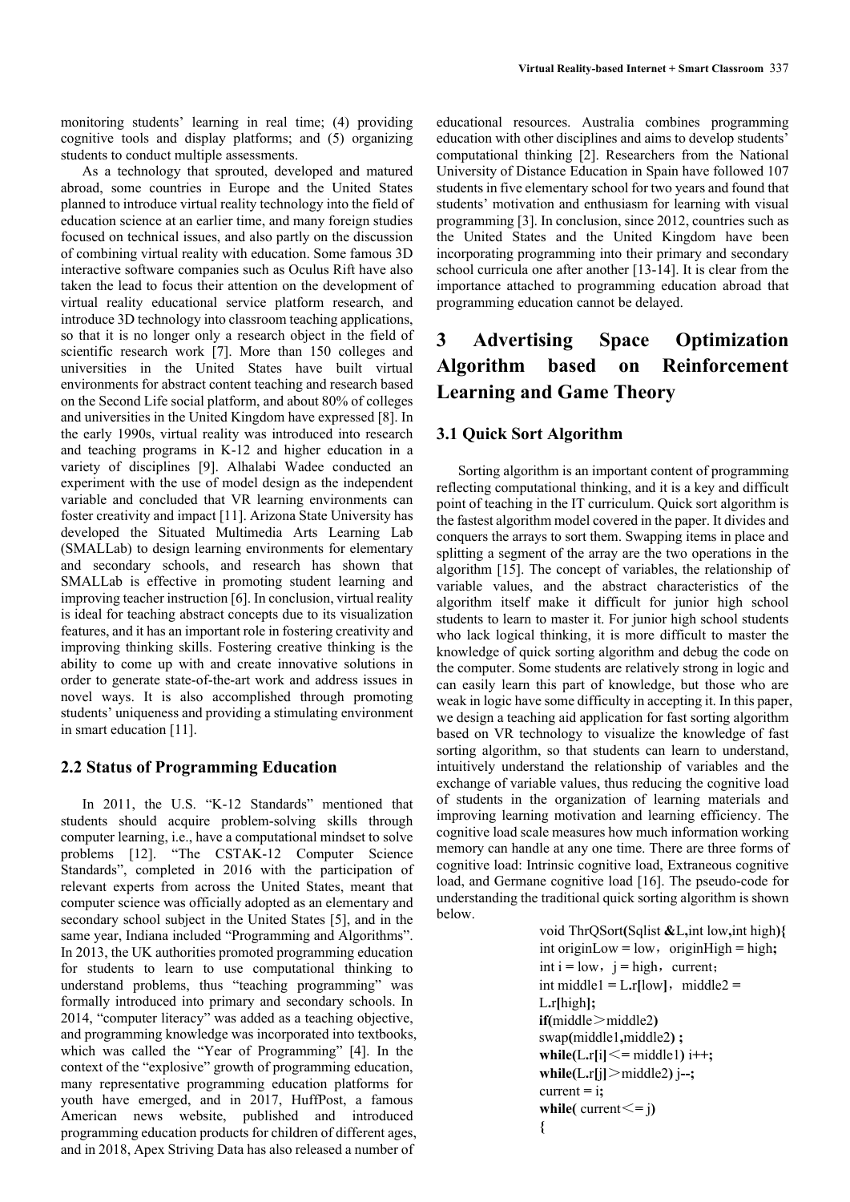monitoring students' learning in real time; (4) providing cognitive tools and display platforms; and (5) organizing students to conduct multiple assessments.

As a technology that sprouted, developed and matured abroad, some countries in Europe and the United States planned to introduce virtual reality technology into the field of education science at an earlier time, and many foreign studies focused on technical issues, and also partly on the discussion of combining virtual reality with education. Some famous 3D interactive software companies such as Oculus Rift have also taken the lead to focus their attention on the development of virtual reality educational service platform research, and introduce 3D technology into classroom teaching applications, so that it is no longer only a research object in the field of scientific research work [7]. More than 150 colleges and universities in the United States have built virtual environments for abstract content teaching and research based on the Second Life social platform, and about 80% of colleges and universities in the United Kingdom have expressed [8]. In the early 1990s, virtual reality was introduced into research and teaching programs in K-12 and higher education in a variety of disciplines [9]. Alhalabi Wadee conducted an experiment with the use of model design as the independent variable and concluded that VR learning environments can foster creativity and impact [11]. Arizona State University has developed the Situated Multimedia Arts Learning Lab (SMALLab) to design learning environments for elementary and secondary schools, and research has shown that SMALLab is effective in promoting student learning and improving teacher instruction [6]. In conclusion, virtual reality is ideal for teaching abstract concepts due to its visualization features, and it has an important role in fostering creativity and improving thinking skills. Fostering creative thinking is the ability to come up with and create innovative solutions in order to generate state-of-the-art work and address issues in novel ways. It is also accomplished through promoting students' uniqueness and providing a stimulating environment in smart education [11].

### 2.2 Status of Programming Education

In 2011, the U.S. "K-12 Standards" mentioned that students should acquire problem-solving skills through computer learning, i.e., have a computational mindset to solve problems [12]. "The CSTAK-12 Computer Science Standards", completed in 2016 with the participation of relevant experts from across the United States, meant that computer science was officially adopted as an elementary and secondary school subject in the United States [5], and in the same year, Indiana included "Programming and Algorithms". In 2013, the UK authorities promoted programming education for students to learn to use computational thinking to understand problems, thus "teaching programming" was formally introduced into primary and secondary schools. In 2014, "computer literacy" was added as a teaching objective, and programming knowledge was incorporated into textbooks, which was called the "Year of Programming" [4]. In the context of the "explosive" growth of programming education, many representative programming education platforms for youth have emerged, and in 2017, HuffPost, a famous American news website, published and introduced programming education products for children of different ages, and in 2018, Apex Striving Data has also released a number of educational resources. Australia combines programming education with other disciplines and aims to develop students' computational thinking [2]. Researchers from the National University of Distance Education in Spain have followed 107 students in five elementary school for two years and found that students' motivation and enthusiasm for learning with visual programming [3]. In conclusion, since 2012, countries such as the United States and the United Kingdom have been incorporating programming into their primary and secondary school curricula one after another [13-14]. It is clear from the importance attached to programming education abroad that programming education cannot be delayed.

## 3 Advertising Space Optimization Algorithm based on Reinforcement Learning and Game Theory

### 3.1 Quick Sort Algorithm

Sorting algorithm is an important content of programming reflecting computational thinking, and it is a key and difficult point of teaching in the IT curriculum. Quick sort algorithm is the fastest algorithm model covered in the paper. It divides and conquers the arrays to sort them. Swapping items in place and splitting a segment of the array are the two operations in the algorithm [15]. The concept of variables, the relationship of variable values, and the abstract characteristics of the algorithm itself make it difficult for junior high school students to learn to master it. For junior high school students who lack logical thinking, it is more difficult to master the knowledge of quick sorting algorithm and debug the code on the computer. Some students are relatively strong in logic and can easily learn this part of knowledge, but those who are weak in logic have some difficulty in accepting it. In this paper, we design a teaching aid application for fast sorting algorithm based on VR technology to visualize the knowledge of fast sorting algorithm, so that students can learn to understand, intuitively understand the relationship of variables and the exchange of variable values, thus reducing the cognitive load of students in the organization of learning materials and improving learning motivation and learning efficiency. The cognitive load scale measures how much information working memory can handle at any one time. There are three forms of cognitive load: Intrinsic cognitive load, Extraneous cognitive load, and Germane cognitive load [16]. The pseudo-code for understanding the traditional quick sorting algorithm is shown below.

```
void ThrQSort(Sqlist &L,int low,int high){
int originLow = low，originHigh = high;
int i = low，j = high，current；
int middle1 = L.r[low]，middle2 =
L.r[high];
if(middle＞middle2)
swap(middle1,middle2) ;
while(L.r[i]＜= middle1) i++;
while(L.r[j]＞middle2) j--;
current = i;
while( current＜= j)
{
```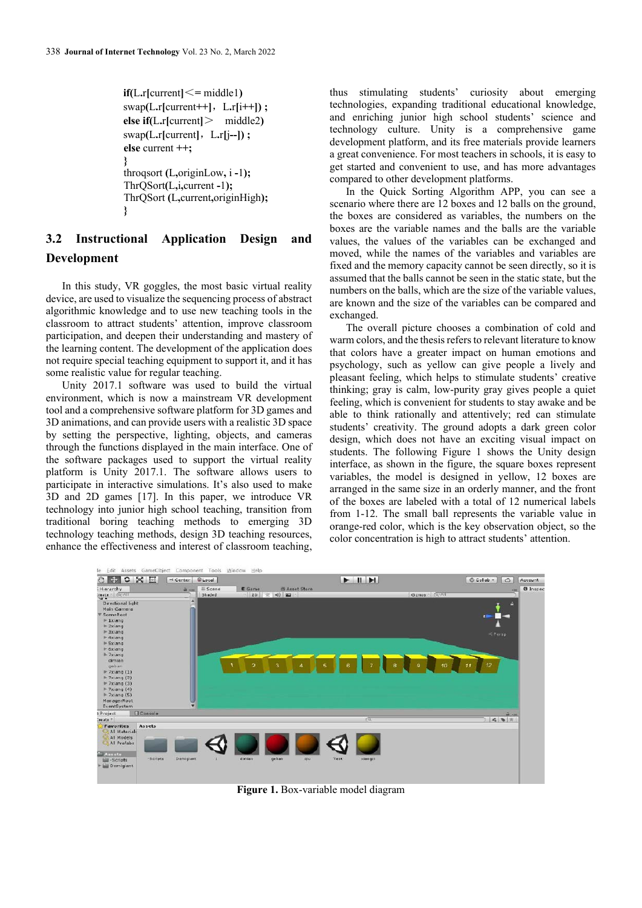```
if(L.r[current]<= middle1)
swap(L.r[current++], L.r[i++]) ;
else if(L.r[current]> middle2)
swap(L.r[current], L.r[j--]) ;
else current ++;
}
throqsort (L,originLow, i -1);
ThrQSort(L,i,current -1);
ThrQSort (L,current,originHigh);
}
```

### 3.2 Instructional Application Design and Development

In this study, VR goggles, the most basic virtual reality device, are used to visualize the sequencing process of abstract algorithmic knowledge and to use new teaching tools in the classroom to attract students' attention, improve classroom participation, and deepen their understanding and mastery of the learning content. The development of the application does not require special teaching equipment to support it, and it has some realistic value for regular teaching.

Unity 2017.1 software was used to build the virtual environment, which is now a mainstream VR development tool and a comprehensive software platform for 3D games and 3D animations, and can provide users with a realistic 3D space by setting the perspective, lighting, objects, and cameras through the functions displayed in the main interface. One of the software packages used to support the virtual reality platform is Unity 2017.1. The software allows users to participate in interactive simulations. It's also used to make 3D and 2D games [17]. In this paper, we introduce VR technology into junior high school teaching, transition from traditional boring teaching methods to emerging 3D technology teaching methods, design 3D teaching resources, enhance the effectiveness and interest of classroom teaching, thus stimulating students' curiosity about emerging technologies, expanding traditional educational knowledge, and enriching junior high school students' science and technology culture. Unity is a comprehensive game development platform, and its free materials provide learners a great convenience. For most teachers in schools, it is easy to get started and convenient to use, and has more advantages compared to other development platforms.

In the Quick Sorting Algorithm APP, you can see a scenario where there are 12 boxes and 12 balls on the ground, the boxes are considered as variables, the numbers on the boxes are the variable names and the balls are the variable values, the values of the variables can be exchanged and moved, while the names of the variables and variables are fixed and the memory capacity cannot be seen directly, so it is assumed that the balls cannot be seen in the static state, but the numbers on the balls, which are the size of the variable values, are known and the size of the variables can be compared and exchanged.

The overall picture chooses a combination of cold and warm colors, and the thesis refers to relevant literature to know that colors have a greater impact on human emotions and psychology, such as yellow can give people a lively and pleasant feeling, which helps to stimulate students' creative thinking; gray is calm, low-purity gray gives people a quiet feeling, which is convenient for students to stay awake and be able to think rationally and attentively; red can stimulate students' creativity. The ground adopts a dark green color design, which does not have an exciting visual impact on students. The following Figure 1 shows the Unity design interface, as shown in the figure, the square boxes represent variables, the model is designed in yellow, 12 boxes are arranged in the same size in an orderly manner, and the front of the boxes are labeled with a total of 12 numerical labels from 1-12. The small ball represents the variable value in orange-red color, which is the key observation object, so the color concentration is high to attract students' attention.

**Figure 1.** Box-variable model diagram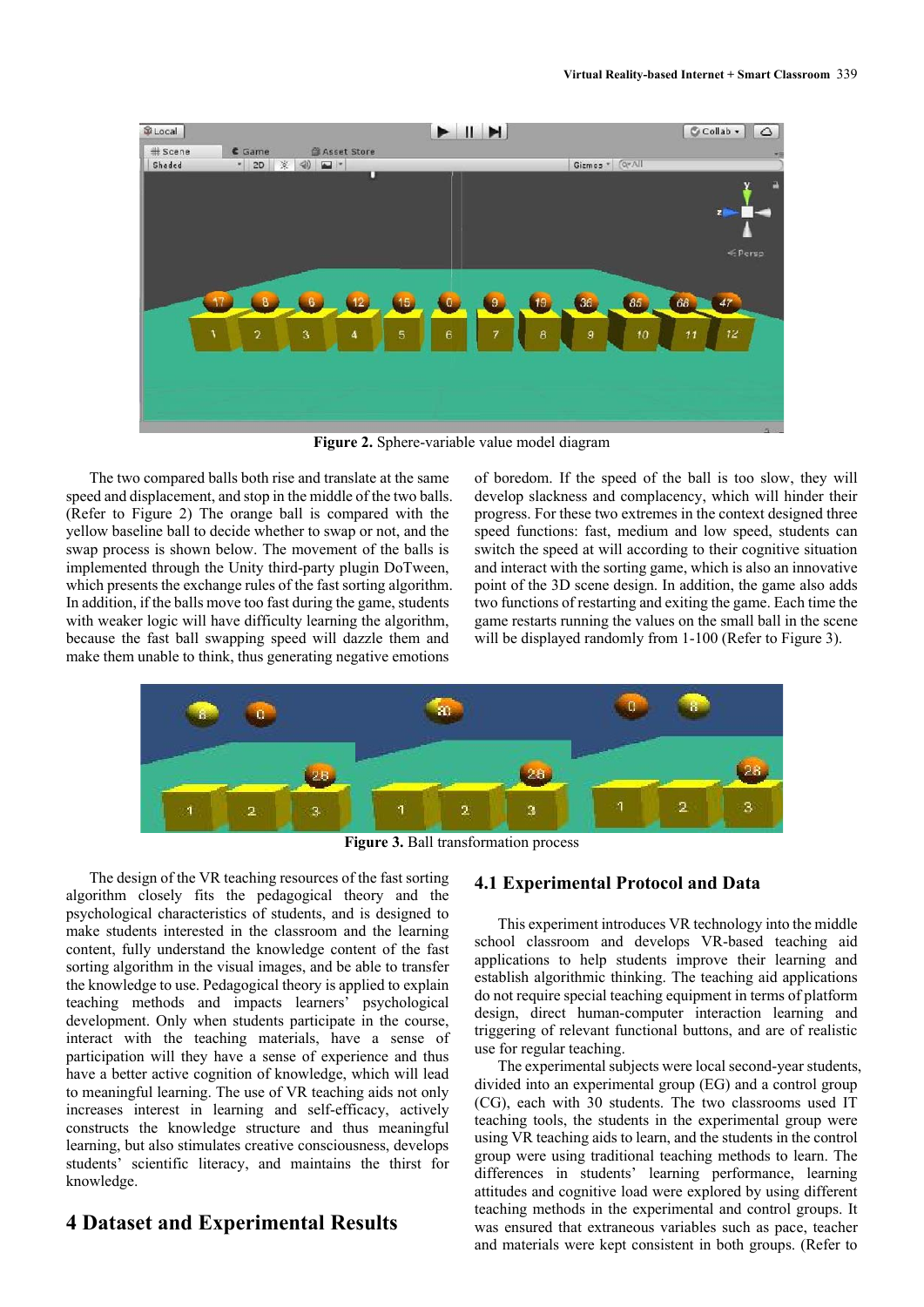Figure 2. Sphere-variable value model diagram

The two compared balls both rise and translate at the same speed and displacement, and stop in the middle of the two balls. (Refer to Figure 2) The orange ball is compared with the yellow baseline ball to decide whether to swap or not, and the swap process is shown below. The movement of the balls is implemented through the Unity third-party plugin DoTween, which presents the exchange rules of the fast sorting algorithm. In addition, if the balls move too fast during the game, students with weaker logic will have difficulty learning the algorithm, because the fast ball swapping speed will dazzle them and make them unable to think, thus generating negative emotions of boredom. If the speed of the ball is too slow, they will develop slackness and complacency, which will hinder their progress. For these two extremes in the context designed three speed functions: fast, medium and low speed, students can switch the speed at will according to their cognitive situation and interact with the sorting game, which is also an innovative point of the 3D scene design. In addition, the game also adds two functions of restarting and exiting the game. Each time the game restarts running the values on the small ball in the scene will be displayed randomly from 1-100 (Refer to Figure 3).

Figure 3. Ball transformation process

The design of the VR teaching resources of the fast sorting algorithm closely fits the pedagogical theory and the psychological characteristics of students, and is designed to make students interested in the classroom and the learning content, fully understand the knowledge content of the fast sorting algorithm in the visual images, and be able to transfer the knowledge to use. Pedagogical theory is applied to explain teaching methods and impacts learners' psychological development. Only when students participate in the course, interact with the teaching materials, have a sense of participation will they have a sense of experience and thus have a better active cognition of knowledge, which will lead to meaningful learning. The use of VR teaching aids not only increases interest in learning and self-efficacy, actively constructs the knowledge structure and thus meaningful learning, but also stimulates creative consciousness, develops students' scientific literacy, and maintains the thirst for knowledge.

# 4 Dataset and Experimental Results

## 4.1 Experimental Protocol and Data

This experiment introduces VR technology into the middle school classroom and develops VR-based teaching aid applications to help students improve their learning and establish algorithmic thinking. The teaching aid applications do not require special teaching equipment in terms of platform design, direct human-computer interaction learning and triggering of relevant functional buttons, and are of realistic use for regular teaching.

The experimental subjects were local second-year students, divided into an experimental group (EG) and a control group (CG), each with 30 students. The two classrooms used IT teaching tools, the students in the experimental group were using VR teaching aids to learn, and the students in the control group were using traditional teaching methods to learn. The differences in students' learning performance, learning attitudes and cognitive load were explored by using different teaching methods in the experimental and control groups. It was ensured that extraneous variables such as pace, teacher and materials were kept consistent in both groups. (Refer to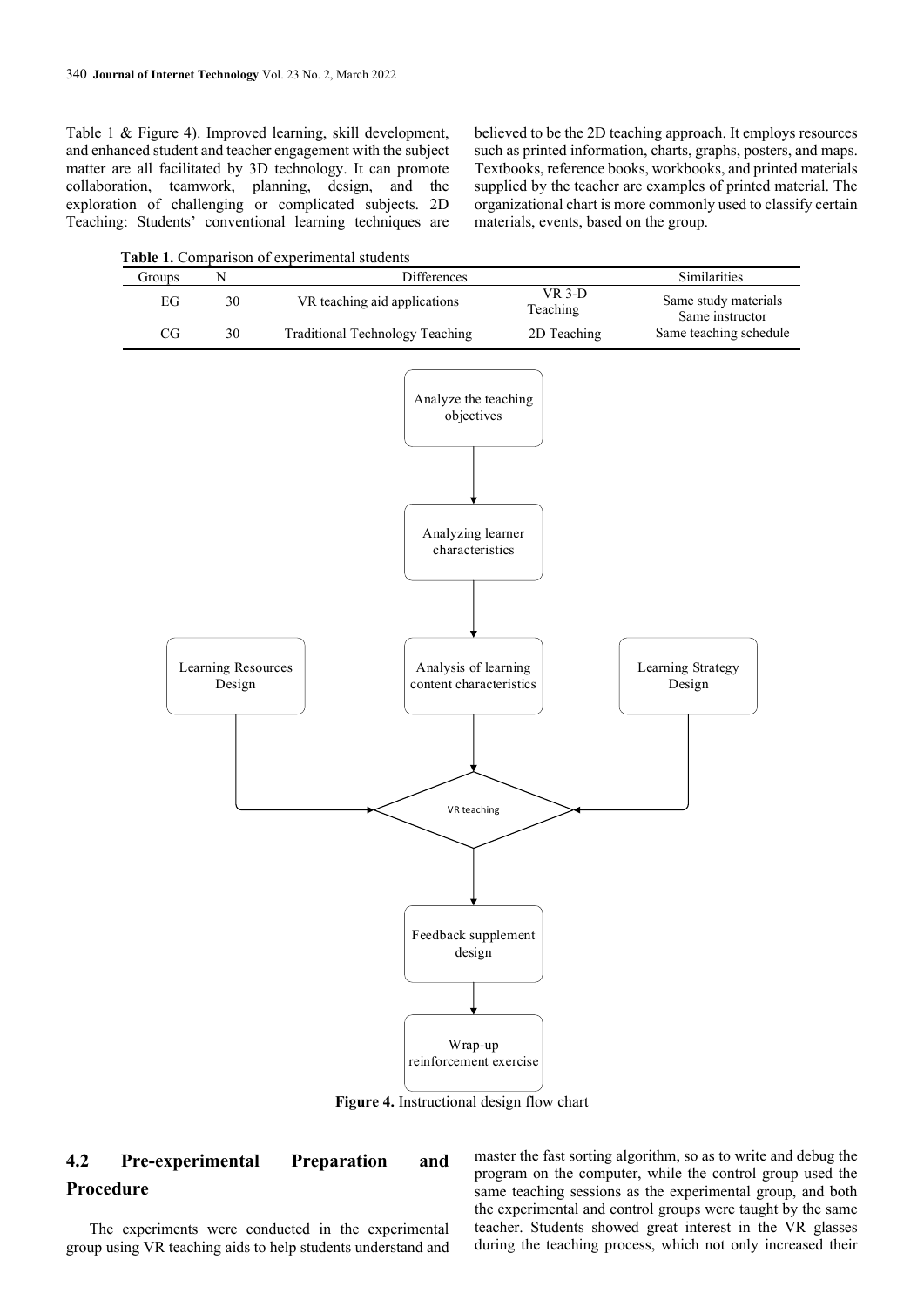Table 1 & Figure 4). Improved learning, skill development, and enhanced student and teacher engagement with the subject matter are all facilitated by 3D technology. It can promote collaboration, teamwork, planning, design, and the exploration of challenging or complicated subjects. 2D Teaching: Students' conventional learning techniques are believed to be the 2D teaching approach. It employs resources such as printed information, charts, graphs, posters, and maps. Textbooks, reference books, workbooks, and printed materials supplied by the teacher are examples of printed material. The organizational chart is more commonly used to classify certain materials, events, based on the group.

**Table 1.** Comparison of experimental students

| Groups | N | Differences | | Similarities |
|---|---|---|---|---|
| EG | 30 | VR teaching aid applications | VR 3-D Teaching | Same study materials<br>Same instructor |
| CG | 30 | Traditional Technology Teaching | 2D Teaching | Same teaching schedule |

Analyze the teaching objectives → Analyzing learner characteristics → Analysis of learning content characteristics → VR teaching (with Learning Resources Design and Learning Strategy Design) → Feedback supplement design → Wrap-up reinforcement exercise

**Figure 4.** Instructional design flow chart

## 4.2 Pre-experimental Preparation and Procedure

The experiments were conducted in the experimental group using VR teaching aids to help students understand and master the fast sorting algorithm, so as to write and debug the program on the computer, while the control group used the same teaching sessions as the experimental group, and both the experimental and control groups were taught by the same teacher. Students showed great interest in the VR glasses during the teaching process, which not only increased their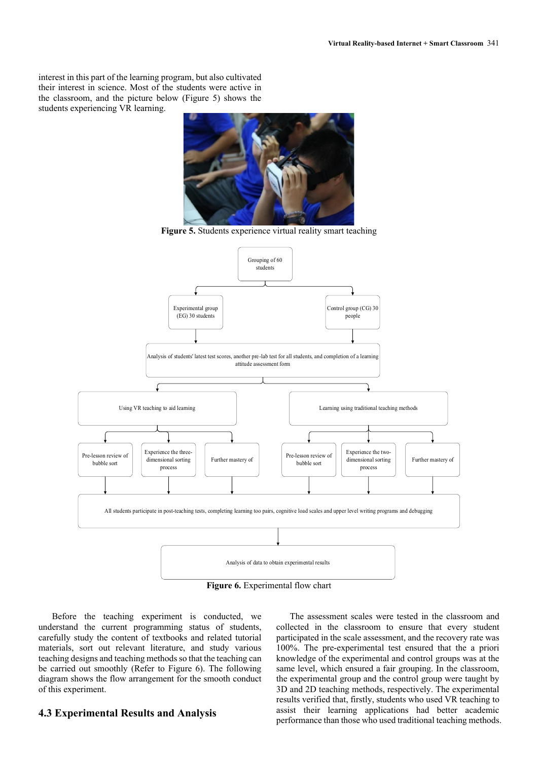interest in this part of the learning program, but also cultivated their interest in science. Most of the students were active in the classroom, and the picture below (Figure 5) shows the students experiencing VR learning.

**Figure 5.** Students experience virtual reality smart teaching

Grouping of 60 students

Experimental group (EG) 30 students

Control group (CG) 30 people

Analysis of students' latest test scores, another pre-lab test for all students, and completion of a learning attitude assessment form

Using VR teaching to aid learning

Learning using traditional teaching methods

Pre-lesson review of bubble sort

Experience the three-dimensional sorting process

Further mastery of

Pre-lesson review of bubble sort

Experience the two-dimensional sorting process

Further mastery of

All students participate in post-teaching tests, completing learning too pairs, cognitive load scales and upper level writing programs and debugging

Analysis of data to obtain experimental results

**Figure 6.** Experimental flow chart

Before the teaching experiment is conducted, we understand the current programming status of students, carefully study the content of textbooks and related tutorial materials, sort out relevant literature, and study various teaching designs and teaching methods so that the teaching can be carried out smoothly (Refer to Figure 6). The following diagram shows the flow arrangement for the smooth conduct of this experiment.

## 4.3 Experimental Results and Analysis

The assessment scales were tested in the classroom and collected in the classroom to ensure that every student participated in the scale assessment, and the recovery rate was 100%. The pre-experimental test ensured that the a priori knowledge of the experimental and control groups was at the same level, which ensured a fair grouping. In the classroom, the experimental group and the control group were taught by 3D and 2D teaching methods, respectively. The experimental results verified that, firstly, students who used VR teaching to assist their learning applications had better academic performance than those who used traditional teaching methods.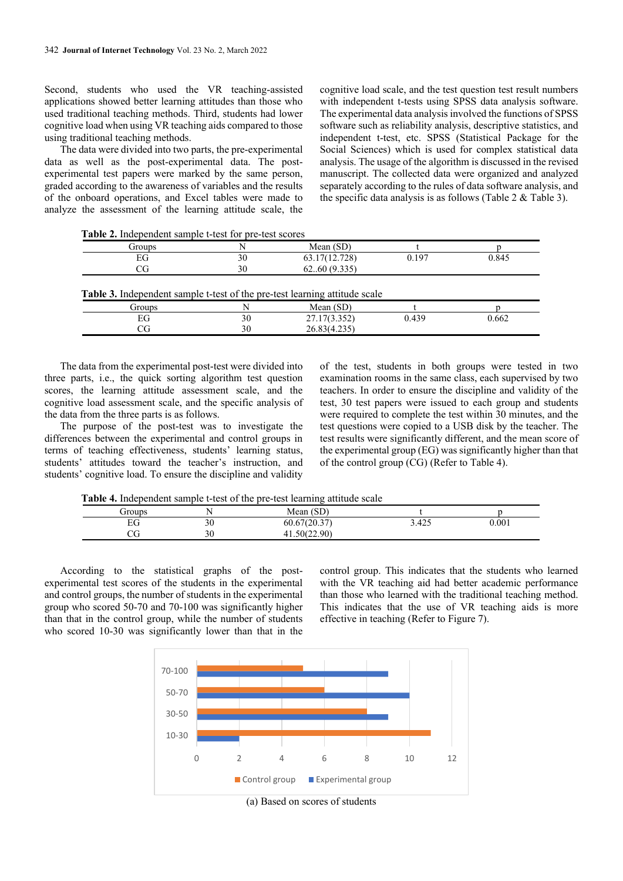Second, students who used the VR teaching-assisted applications showed better learning attitudes than those who used traditional teaching methods. Third, students had lower cognitive load when using VR teaching aids compared to those using traditional teaching methods.

The data were divided into two parts, the pre-experimental data as well as the post-experimental data. The post-experimental test papers were marked by the same person, graded according to the awareness of variables and the results of the onboard operations, and Excel tables were made to analyze the assessment of the learning attitude scale, the cognitive load scale, and the test question test result numbers with independent t-tests using SPSS data analysis software. The experimental data analysis involved the functions of SPSS software such as reliability analysis, descriptive statistics, and independent t-test, etc. SPSS (Statistical Package for the Social Sciences) which is used for complex statistical data analysis. The usage of the algorithm is discussed in the revised manuscript. The collected data were organized and analyzed separately according to the rules of data software analysis, and the specific data analysis is as follows (Table 2 & Table 3).

**Table 2.** Independent sample t-test for pre-test scores

| Groups | N | Mean (SD) | t | p |
|---|---|---|---|---|
| EG | 30 | 63.17(12.728) | 0.197 | 0.845 |
| CG | 30 | 62..60 (9.335) | | |

**Table 3.** Independent sample t-test of the pre-test learning attitude scale

| Groups | N | Mean (SD) | t | p |
|---|---|---|---|---|
| EG | 30 | 27.17(3.352) | 0.439 | 0.662 |
| CG | 30 | 26.83(4.235) | | |

The data from the experimental post-test were divided into three parts, i.e., the quick sorting algorithm test question scores, the learning attitude assessment scale, and the cognitive load assessment scale, and the specific analysis of the data from the three parts is as follows.

The purpose of the post-test was to investigate the differences between the experimental and control groups in terms of teaching effectiveness, students' learning status, students' attitudes toward the teacher's instruction, and students' cognitive load. To ensure the discipline and validity of the test, students in both groups were tested in two examination rooms in the same class, each supervised by two teachers. In order to ensure the discipline and validity of the test, 30 test papers were issued to each group and students were required to complete the test within 30 minutes, and the test questions were copied to a USB disk by the teacher. The test results were significantly different, and the mean score of the experimental group (EG) was significantly higher than that of the control group (CG) (Refer to Table 4).

**Table 4.** Independent sample t-test of the pre-test learning attitude scale

| Groups | N | Mean (SD) | t | p |
|---|---|---|---|---|
| EG | 30 | 60.67(20.37) | 3.425 | 0.001 |
| CG | 30 | 41.50(22.90) | | |

According to the statistical graphs of the post-experimental test scores of the students in the experimental and control groups, the number of students in the experimental group who scored 50-70 and 70-100 was significantly higher than that in the control group, while the number of students who scored 10-30 was significantly lower than that in the control group. This indicates that the students who learned with the VR teaching aid had better academic performance than those who learned with the traditional teaching method. This indicates that the use of VR teaching aids is more effective in teaching (Refer to Figure 7).

(a) Based on scores of students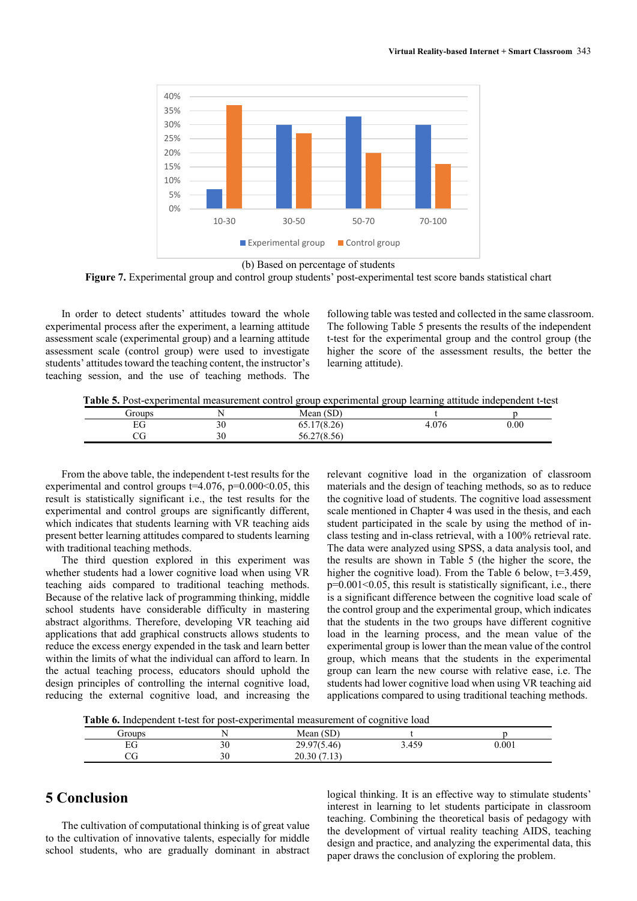(b) Based on percentage of students

**Figure 7.** Experimental group and control group students' post-experimental test score bands statistical chart

In order to detect students' attitudes toward the whole experimental process after the experiment, a learning attitude assessment scale (experimental group) and a learning attitude assessment scale (control group) were used to investigate students' attitudes toward the teaching content, the instructor's teaching session, and the use of teaching methods. The following table was tested and collected in the same classroom. The following Table 5 presents the results of the independent t-test for the experimental group and the control group (the higher the score of the assessment results, the better the learning attitude).

**Table 5.** Post-experimental measurement control group experimental group learning attitude independent t-test

| Groups | N | Mean (SD) | t | p |
|---|---|---|---|---|
| EG | 30 | 65.17(8.26) | 4.076 | 0.00 |
| CG | 30 | 56.27(8.56) | | |

From the above table, the independent t-test results for the experimental and control groups t=4.076, p=0.000<0.05, this result is statistically significant i.e., the test results for the experimental and control groups are significantly different, which indicates that students learning with VR teaching aids present better learning attitudes compared to students learning with traditional teaching methods.

The third question explored in this experiment was whether students had a lower cognitive load when using VR teaching aids compared to traditional teaching methods. Because of the relative lack of programming thinking, middle school students have considerable difficulty in mastering abstract algorithms. Therefore, developing VR teaching aid applications that add graphical constructs allows students to reduce the excess energy expended in the task and learn better within the limits of what the individual can afford to learn. In the actual teaching process, educators should uphold the design principles of controlling the internal cognitive load, reducing the external cognitive load, and increasing the relevant cognitive load in the organization of classroom materials and the design of teaching methods, so as to reduce the cognitive load of students. The cognitive load assessment scale mentioned in Chapter 4 was used in the thesis, and each student participated in the scale by using the method of in-class testing and in-class retrieval, with a 100% retrieval rate. The data were analyzed using SPSS, a data analysis tool, and the results are shown in Table 5 (the higher the score, the higher the cognitive load). From the Table 6 below, t=3.459, p=0.001<0.05, this result is statistically significant, i.e., there is a significant difference between the cognitive load scale of the control group and the experimental group, which indicates that the students in the two groups have different cognitive load in the learning process, and the mean value of the experimental group is lower than the mean value of the control group, which means that the students in the experimental group can learn the new course with relative ease, i.e. The students had lower cognitive load when using VR teaching aid applications compared to using traditional teaching methods.

**Table 6.** Independent t-test for post-experimental measurement of cognitive load

| Groups | N | Mean (SD) | t | p |
|---|---|---|---|---|
| EG | 30 | 29.97(5.46) | 3.459 | 0.001 |
| CG | 30 | 20.30 (7.13) | | |

## 5 Conclusion

The cultivation of computational thinking is of great value to the cultivation of innovative talents, especially for middle school students, who are gradually dominant in abstract logical thinking. It is an effective way to stimulate students' interest in learning to let students participate in classroom teaching. Combining the theoretical basis of pedagogy with the development of virtual reality teaching AIDS, teaching design and practice, and analyzing the experimental data, this paper draws the conclusion of exploring the problem.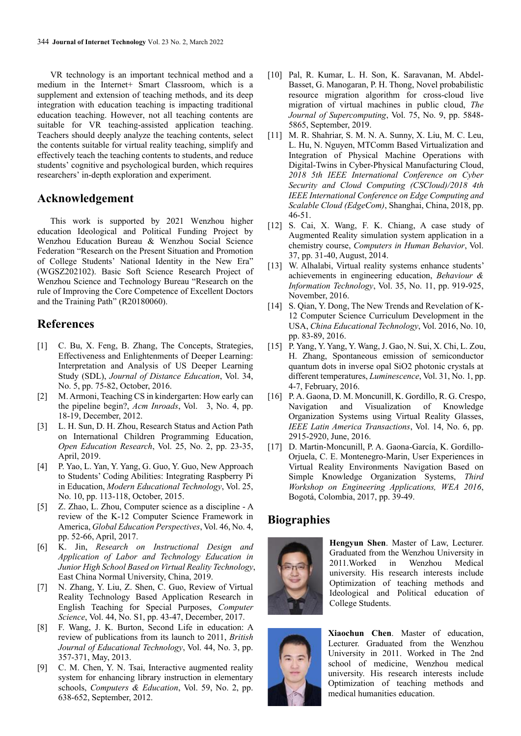VR technology is an important technical method and a medium in the Internet+ Smart Classroom, which is a supplement and extension of teaching methods, and its deep integration with education teaching is impacting traditional education teaching. However, not all teaching contents are suitable for VR teaching-assisted application teaching. Teachers should deeply analyze the teaching contents, select the contents suitable for virtual reality teaching, simplify and effectively teach the teaching contents to students, and reduce students' cognitive and psychological burden, which requires researchers' in-depth exploration and experiment.

## Acknowledgement

This work is supported by 2021 Wenzhou higher education Ideological and Political Funding Project by Wenzhou Education Bureau & Wenzhou Social Science Federation "Research on the Present Situation and Promotion of College Students' National Identity in the New Era" (WGSZ202102). Basic Soft Science Research Project of Wenzhou Science and Technology Bureau "Research on the rule of Improving the Core Competence of Excellent Doctors and the Training Path" (R20180060).

## References

[1] C. Bu, X. Feng, B. Zhang, The Concepts, Strategies, Effectiveness and Enlightenments of Deeper Learning: Interpretation and Analysis of US Deeper Learning Study (SDL), *Journal of Distance Education*, Vol. 34, No. 5, pp. 75-82, October, 2016.

[2] M. Armoni, Teaching CS in kindergarten: How early can the pipeline begin?, *Acm Inroads*, Vol. 3, No. 4, pp. 18-19, December, 2012.

[3] L. H. Sun, D. H. Zhou, Research Status and Action Path on International Children Programming Education, *Open Education Research*, Vol. 25, No. 2, pp. 23-35, April, 2019.

[4] P. Yao, L. Yan, Y. Yang, G. Guo, Y. Guo, New Approach to Students' Coding Abilities: Integrating Raspberry Pi in Education, *Modern Educational Technology*, Vol. 25, No. 10, pp. 113-118, October, 2015.

[5] Z. Zhao, L. Zhou, Computer science as a discipline - A review of the K-12 Computer Science Framework in America, *Global Education Perspectives*, Vol. 46, No. 4, pp. 52-66, April, 2017.

[6] K. Jin, *Research on Instructional Design and Application of Labor and Technology Education in Junior High School Based on Virtual Reality Technology*, East China Normal University, China, 2019.

[7] N. Zhang, Y. Liu, Z. Shen, C. Guo, Review of Virtual Reality Technology Based Application Research in English Teaching for Special Purposes, *Computer Science*, Vol. 44, No. S1, pp. 43-47, December, 2017.

[8] F. Wang, J. K. Burton, Second Life in education: A review of publications from its launch to 2011, *British Journal of Educational Technology*, Vol. 44, No. 3, pp. 357-371, May, 2013.

[9] C. M. Chen, Y. N. Tsai, Interactive augmented reality system for enhancing library instruction in elementary schools, *Computers & Education*, Vol. 59, No. 2, pp. 638-652, September, 2012.

[10] Pal, R. Kumar, L. H. Son, K. Saravanan, M. Abdel-Basset, G. Manogaran, P. H. Thong, Novel probabilistic resource migration algorithm for cross-cloud live migration of virtual machines in public cloud, *The Journal of Supercomputing*, Vol. 75, No. 9, pp. 5848-5865, September, 2019.

[11] M. R. Shahriar, S. M. N. A. Sunny, X. Liu, M. C. Leu, L. Hu, N. Nguyen, MTComm Based Virtualization and Integration of Physical Machine Operations with Digital-Twins in Cyber-Physical Manufacturing Cloud, *2018 5th IEEE International Conference on Cyber Security and Cloud Computing (CSCloud)/2018 4th IEEE International Conference on Edge Computing and Scalable Cloud (EdgeCom)*, Shanghai, China, 2018, pp. 46-51.

[12] S. Cai, X. Wang, F. K. Chiang, A case study of Augmented Reality simulation system application in a chemistry course, *Computers in Human Behavior*, Vol. 37, pp. 31-40, August, 2014.

[13] W. Alhalabi, Virtual reality systems enhance students' achievements in engineering education, *Behaviour & Information Technology*, Vol. 35, No. 11, pp. 919-925, November, 2016.

[14] S. Qian, Y. Dong, The New Trends and Revelation of K-12 Computer Science Curriculum Development in the USA, *China Educational Technology*, Vol. 2016, No. 10, pp. 83-89, 2016.

[15] P. Yang, Y. Yang, Y. Wang, J. Gao, N. Sui, X. Chi, L. Zou, H. Zhang, Spontaneous emission of semiconductor quantum dots in inverse opal SiO2 photonic crystals at different temperatures, *Luminescence*, Vol. 31, No. 1, pp. 4-7, February, 2016.

[16] P. A. Gaona, D. M. Moncunill, K. Gordillo, R. G. Crespo, Navigation and Visualization of Knowledge Organization Systems using Virtual Reality Glasses, *IEEE Latin America Transactions*, Vol. 14, No. 6, pp. 2915-2920, June, 2016.

[17] D. Martin-Moncunill, P. A. Gaona-García, K. Gordillo-Orjuela, C. E. Montenegro-Marin, User Experiences in Virtual Reality Environments Navigation Based on Simple Knowledge Organization Systems, *Third Workshop on Engineering Applications, WEA 2016*, Bogotá, Colombia, 2017, pp. 39-49.

## Biographies

**Hengyun Shen**. Master of Law, Lecturer. Graduated from the Wenzhou University in 2011.Worked in Wenzhou Medical university. His research interests include Optimization of teaching methods and Ideological and Political education of College Students.

**Xiaochun Chen**. Master of education, Lecturer. Graduated from the Wenzhou University in 2011. Worked in The 2nd school of medicine, Wenzhou medical university. His research interests include Optimization of teaching methods and medical humanities education.